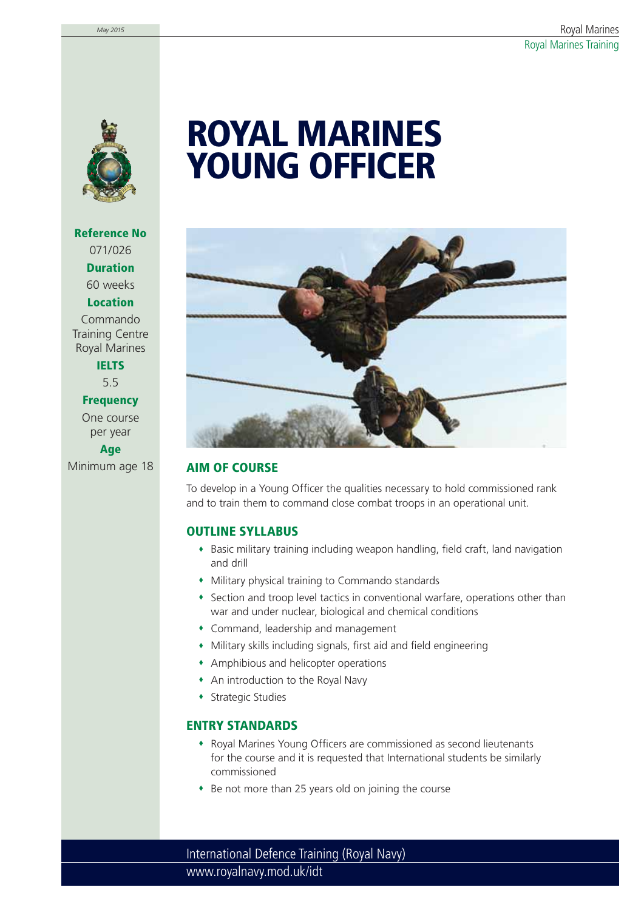# ROYAL MARINES YOUNG OFFICER

**Reference No**
071/026

**Duration**
60 weeks

**Location**
Commando Training Centre Royal Marines

**IELTS**
5.5

**Frequency**
One course per year

**Age**
Minimum age 18

## AIM OF COURSE

To develop in a Young Officer the qualities necessary to hold commissioned rank and to train them to command close combat troops in an operational unit.

## OUTLINE SYLLABUS

- Basic military training including weapon handling, field craft, land navigation and drill
- Military physical training to Commando standards
- Section and troop level tactics in conventional warfare, operations other than war and under nuclear, biological and chemical conditions
- Command, leadership and management
- Military skills including signals, first aid and field engineering
- Amphibious and helicopter operations
- An introduction to the Royal Navy
- Strategic Studies

## ENTRY STANDARDS

- Royal Marines Young Officers are commissioned as second lieutenants for the course and it is requested that International students be similarly commissioned
- Be not more than 25 years old on joining the course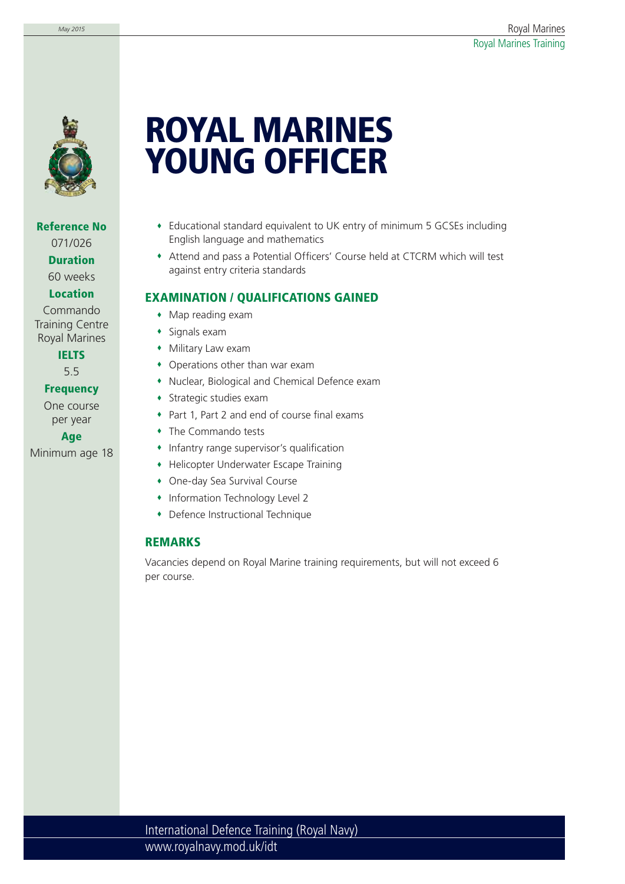# ROYAL MARINES YOUNG OFFICER

**Reference No**
071/026

**Duration**
60 weeks

**Location**
Commando Training Centre Royal Marines

**IELTS**
5.5

**Frequency**
One course per year

**Age**
Minimum age 18

- Educational standard equivalent to UK entry of minimum 5 GCSEs including English language and mathematics
- Attend and pass a Potential Officers' Course held at CTCRM which will test against entry criteria standards

## EXAMINATION / QUALIFICATIONS GAINED

- Map reading exam
- Signals exam
- Military Law exam
- Operations other than war exam
- Nuclear, Biological and Chemical Defence exam
- Strategic studies exam
- Part 1, Part 2 and end of course final exams
- The Commando tests
- Infantry range supervisor's qualification
- Helicopter Underwater Escape Training
- One-day Sea Survival Course
- Information Technology Level 2
- Defence Instructional Technique

## REMARKS

Vacancies depend on Royal Marine training requirements, but will not exceed 6 per course.